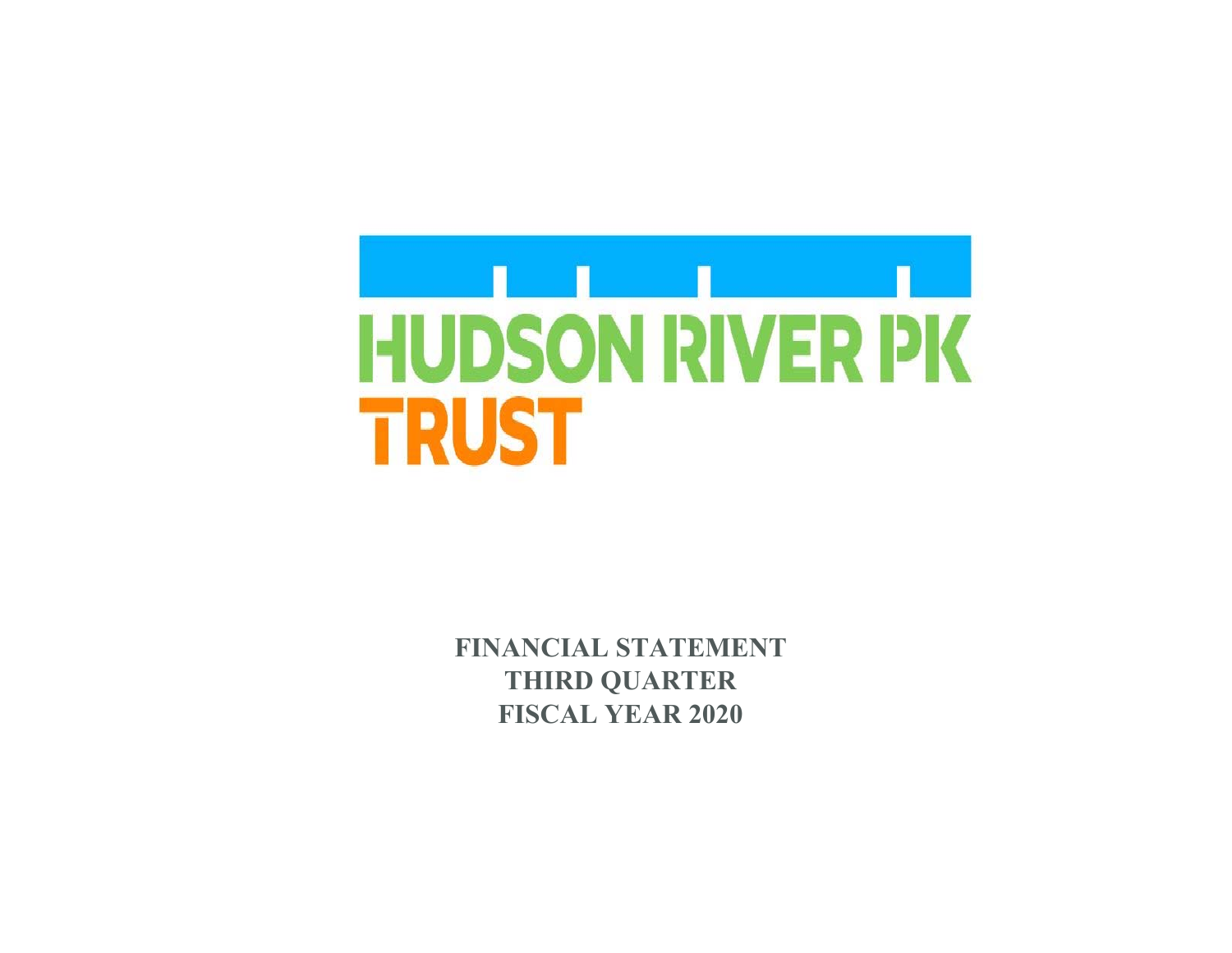# HUDSON RIVER PK TRUST

**FINANCIAL STATEMENT**
**THIRD QUARTER**
**FISCAL YEAR 2020**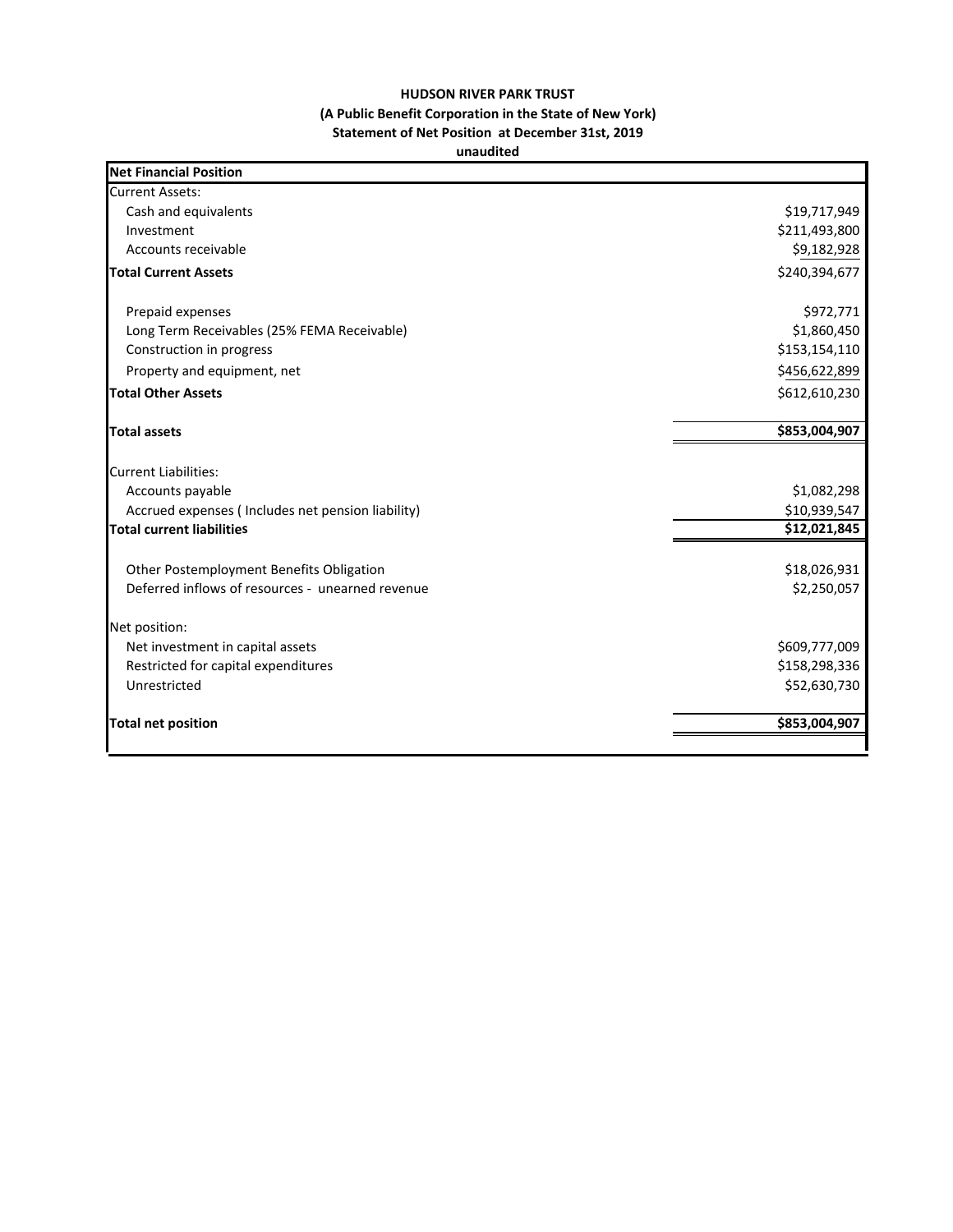**HUDSON RIVER PARK TRUST**

**(A Public Benefit Corporation in the State of New York)**

**Statement of Net Position at December 31st, 2019**

**unaudited**

| **Net Financial Position** | |
|---|---|
| Current Assets: | |
| Cash and equivalents | $19,717,949 |
| Investment | $211,493,800 |
| Accounts receivable | $9,182,928 |
| **Total Current Assets** | $240,394,677 |
| | |
| Prepaid expenses | $972,771 |
| Long Term Receivables (25% FEMA Receivable) | $1,860,450 |
| Construction in progress | $153,154,110 |
| Property and equipment, net | $456,622,899 |
| **Total Other Assets** | $612,610,230 |
| | |
| **Total assets** | **$853,004,907** |
| | |
| Current Liabilities: | |
| Accounts payable | $1,082,298 |
| Accrued expenses ( Includes net pension liability) | $10,939,547 |
| **Total current liabilities** | **$12,021,845** |
| | |
| Other Postemployment Benefits Obligation | $18,026,931 |
| Deferred inflows of resources - unearned revenue | $2,250,057 |
| | |
| Net position: | |
| Net investment in capital assets | $609,777,009 |
| Restricted for capital expenditures | $158,298,336 |
| Unrestricted | $52,630,730 |
| | |
| **Total net position** | **$853,004,907** |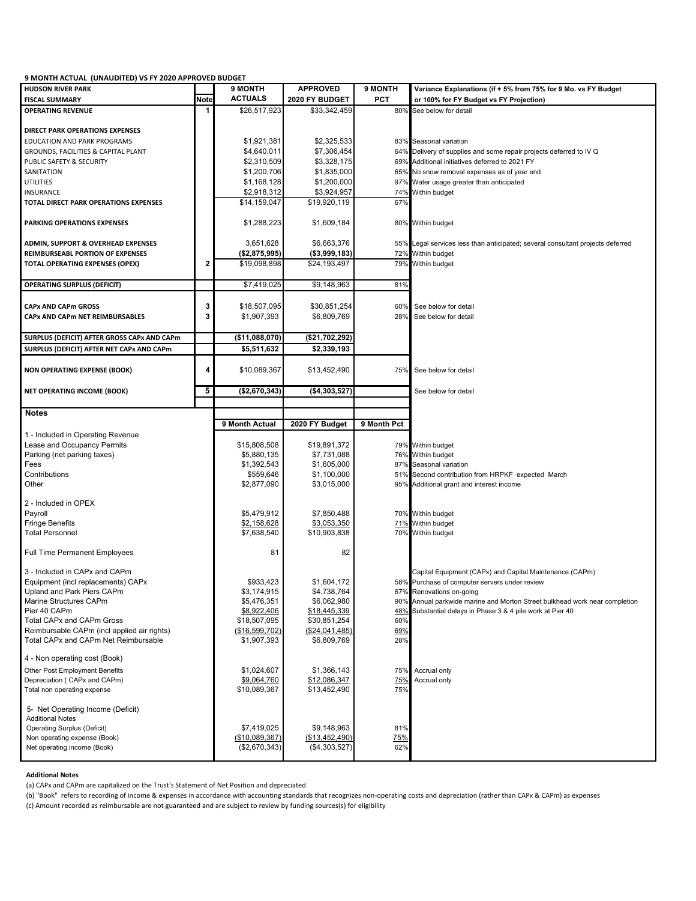**9 MONTH ACTUAL (UNAUDITED) VS FY 2020 APPROVED BUDGET**

| HUDSON RIVER PARK FISCAL SUMMARY | Note | 9 MONTH ACTUALS | APPROVED 2020 FY BUDGET | 9 MONTH PCT | Variance Explanations (if + 5% from 75% for 9 Mo. vs FY Budget or 100% for FY Budget vs FY Projection) |
|---|---|---|---|---|---|
| **OPERATING REVENUE** | 1 | $26,517,923 | $33,342,459 | 80% | See below for detail |
| | | | | | |
| **DIRECT PARK OPERATIONS EXPENSES** | | | | | |
| EDUCATION AND PARK PROGRAMS | | $1,921,381 | $2,325,533 | 83% | Seasonal variation |
| GROUNDS, FACILITIES & CAPITAL PLANT | | $4,640,011 | $7,306,454 | 64% | Delivery of supplies and some repair projects deferred to IV Q |
| PUBLIC SAFETY & SECURITY | | $2,310,509 | $3,328,175 | 69% | Additional initiatives deferred to 2021 FY |
| SANITATION | | $1,200,706 | $1,835,000 | 65% | No snow removal expenses as of year end |
| UTILITIES | | $1,168,128 | $1,200,000 | 97% | Water usage greater than anticipated |
| INSURANCE | | $2,918,312 | $3,924,957 | 74% | Within budget |
| **TOTAL DIRECT PARK OPERATIONS EXPENSES** | | $14,159,047 | $19,920,119 | 67% | |
| | | | | | |
| **PARKING OPERATIONS EXPENSES** | | $1,288,223 | $1,609,184 | 80% | Within budget |
| | | | | | |
| **ADMIN, SUPPORT & OVERHEAD EXPENSES** | | 3,651,628 | $6,663,376 | 55% | Legal services less than anticipated; several consultant projects deferred |
| **REIMBURSEABL PORTION OF EXPENSES** | | ($2,875,995) | ($3,999,183) | 72% | Within budget |
| **TOTAL OPERATING EXPENSES (OPEX)** | 2 | $19,098,898 | $24,193,497 | 79% | Within budget |
| | | | | | |
| **OPERATING SURPLUS (DEFICIT)** | | $7,419,025 | $9,148,963 | 81% | |
| | | | | | |
| **CAPx AND CAPm GROSS** | 3 | $18,507,095 | $30,851,254 | 60% | See below for detail |
| **CAPx AND CAPm NET REIMBURSABLES** | 3 | $1,907,393 | $6,809,769 | 28% | See below for detail |
| | | | | | |
| **SURPLUS (DEFICIT) AFTER GROSS CAPx AND CAPm** | | **($11,088,070)** | **($21,702,292)** | | |
| **SURPLUS (DEFICIT) AFTER NET CAPx AND CAPm** | | **$5,511,632** | **$2,339,193** | | |
| | | | | | |
| **NON OPERATING EXPENSE (BOOK)** | 4 | $10,089,367 | $13,452,490 | 75% | See below for detail |
| | | | | | |
| **NET OPERATING INCOME (BOOK)** | 5 | **($2,670,343)** | **($4,303,527)** | | See below for detail |

**Notes**

| | 9 Month Actual | 2020 FY Budget | 9 Month Pct | |
|---|---|---|---|---|
| 1 - Included in Operating Revenue | | | | |
| Lease and Occupancy Permits | $15,808,508 | $19,891,372 | 79% | Within budget |
| Parking (net parking taxes) | $5,880,135 | $7,731,088 | 76% | Within budget |
| Fees | $1,392,543 | $1,605,000 | 87% | Seasonal variation |
| Contributions | $559,646 | $1,100,000 | 51% | Second contribution from HRPKF expected March |
| Other | $2,877,090 | $3,015,000 | 95% | Additional grant and interest income |
| | | | | |
| 2 - Included in OPEX | | | | |
| Payroll | $5,479,912 | $7,850,488 | 70% | Within budget |
| Fringe Benefits | $2,158,628 | $3,053,350 | 71% | Within budget |
| Total Personnel | $7,638,540 | $10,903,838 | 70% | Within budget |
| | | | | |
| Full Time Permanent Employees | 81 | 82 | | |
| | | | | |
| 3 - Included in CAPx and CAPm | | | | Capital Equipment (CAPx) and Capital Maintenance (CAPm) |
| Equipment (incl replacements) CAPx | $933,423 | $1,604,172 | 58% | Purchase of computer servers under review |
| Upland and Park Piers CAPm | $3,174,915 | $4,738,764 | 67% | Renovations on-going |
| Marine Structures CAPm | $5,476,351 | $6,062,980 | 90% | Annual parkwide marine and Morton Street bulkhead work near completion |
| Pier 40 CAPm | $8,922,406 | $18,445,339 | 48% | Substantial delays in Phase 3 & 4 pile work at Pier 40 |
| Total CAPx and CAPm Gross | $18,507,095 | $30,851,254 | 60% | |
| Reimbursable CAPm (incl applied air rights) | ($16,599,702) | ($24,041,485) | 69% | |
| Total CAPx and CAPm Net Reimbursable | $1,907,393 | $6,809,769 | 28% | |
| | | | | |
| 4 - Non operating cost (Book) | | | | |
| Other Post Employment Benefits | $1,024,607 | $1,366,143 | 75% | Accrual only |
| Depreciation ( CAPx and CAPm) | $9,064,760 | $12,086,347 | 75% | Accrual only |
| Total non operating expense | $10,089,367 | $13,452,490 | 75% | |
| | | | | |
| 5- Net Operating Income (Deficit) | | | | |
| Additional Notes | | | | |
| Operating Surplus (Deficit) | $7,419,025 | $9,148,963 | 81% | |
| Non operating expense (Book) | ($10,089,367) | ($13,452,490) | 75% | |
| Net operating income (Book) | ($2,670,343) | ($4,303,527) | 62% | |

**Additional Notes**

(a) CAPx and CAPm are capitalized on the Trust's Statement of Net Position and depreciated

(b) "Book" refers to recording of income & expenses in accordance with accounting standards that recognizes non-operating costs and depreciation (rather than CAPx & CAPm) as expenses

(c) Amount recorded as reimbursable are not guaranteed and are subject to review by funding sources(s) for eligibility